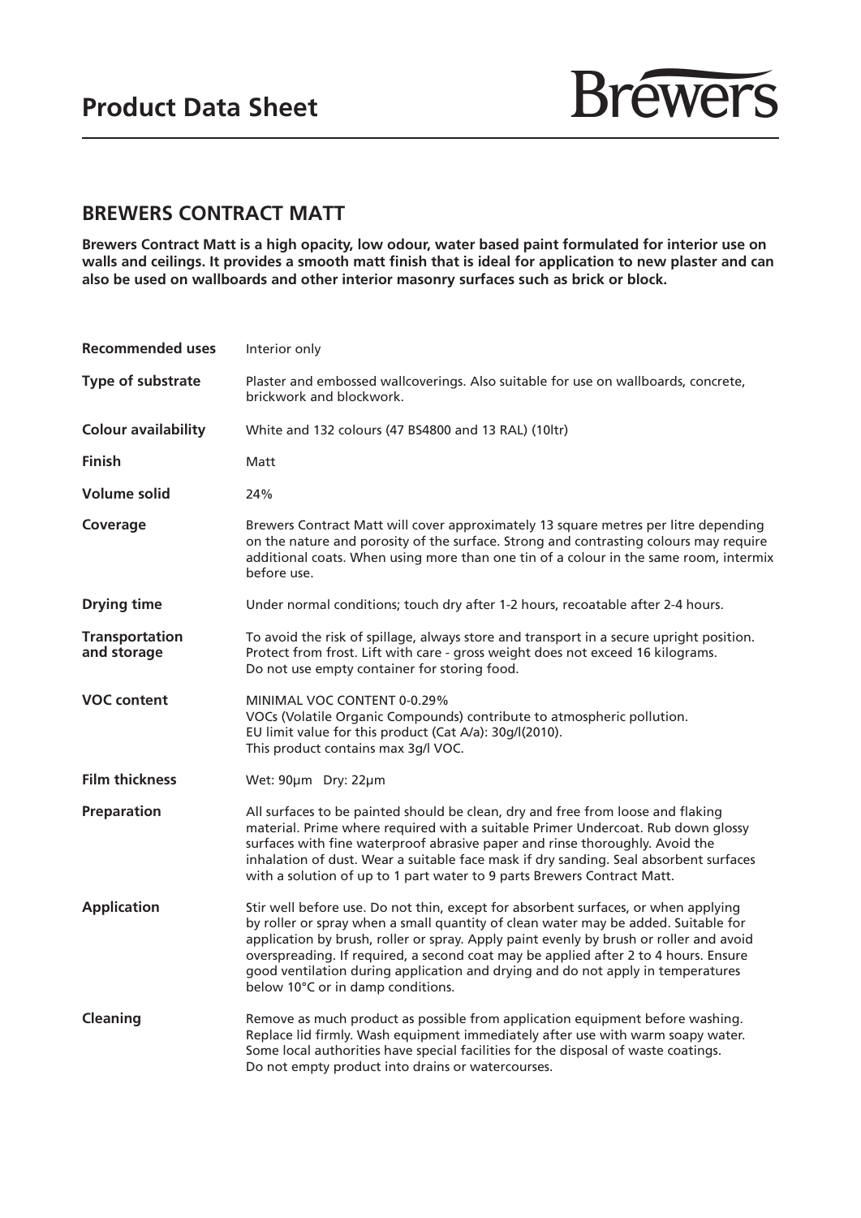# Product Data Sheet

Brewers

## BREWERS CONTRACT MATT

**Brewers Contract Matt is a high opacity, low odour, water based paint formulated for interior use on walls and ceilings. It provides a smooth matt finish that is ideal for application to new plaster and can also be used on wallboards and other interior masonry surfaces such as brick or block.**

| | |
|---|---|
| **Recommended uses** | Interior only |
| **Type of substrate** | Plaster and embossed wallcoverings. Also suitable for use on wallboards, concrete, brickwork and blockwork. |
| **Colour availability** | White and 132 colours (47 BS4800 and 13 RAL) (10ltr) |
| **Finish** | Matt |
| **Volume solid** | 24% |
| **Coverage** | Brewers Contract Matt will cover approximately 13 square metres per litre depending on the nature and porosity of the surface. Strong and contrasting colours may require additional coats. When using more than one tin of a colour in the same room, intermix before use. |
| **Drying time** | Under normal conditions; touch dry after 1-2 hours, recoatable after 2-4 hours. |
| **Transportation and storage** | To avoid the risk of spillage, always store and transport in a secure upright position. Protect from frost. Lift with care - gross weight does not exceed 16 kilograms. Do not use empty container for storing food. |
| **VOC content** | MINIMAL VOC CONTENT 0-0.29%<br>VOCs (Volatile Organic Compounds) contribute to atmospheric pollution.<br>EU limit value for this product (Cat A/a): 30g/l(2010).<br>This product contains max 3g/l VOC. |
| **Film thickness** | Wet: 90µm Dry: 22µm |
| **Preparation** | All surfaces to be painted should be clean, dry and free from loose and flaking material. Prime where required with a suitable Primer Undercoat. Rub down glossy surfaces with fine waterproof abrasive paper and rinse thoroughly. Avoid the inhalation of dust. Wear a suitable face mask if dry sanding. Seal absorbent surfaces with a solution of up to 1 part water to 9 parts Brewers Contract Matt. |
| **Application** | Stir well before use. Do not thin, except for absorbent surfaces, or when applying by roller or spray when a small quantity of clean water may be added. Suitable for application by brush, roller or spray. Apply paint evenly by brush or roller and avoid overspreading. If required, a second coat may be applied after 2 to 4 hours. Ensure good ventilation during application and drying and do not apply in temperatures below 10°C or in damp conditions. |
| **Cleaning** | Remove as much product as possible from application equipment before washing. Replace lid firmly. Wash equipment immediately after use with warm soapy water. Some local authorities have special facilities for the disposal of waste coatings. Do not empty product into drains or watercourses. |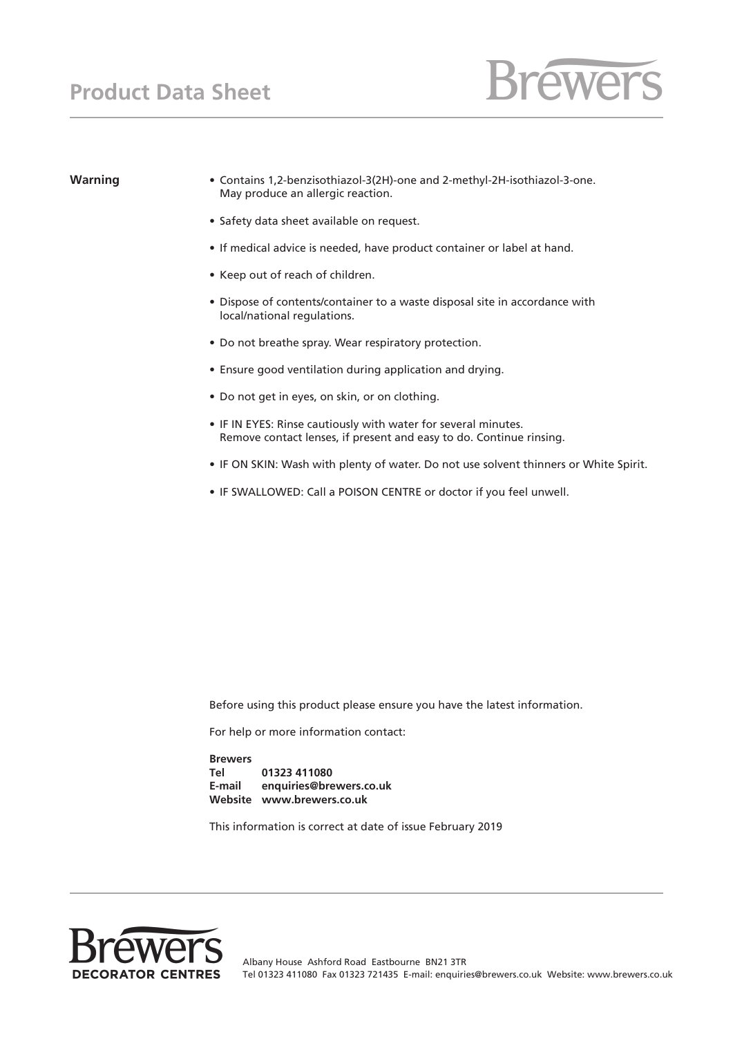**Warning**

- Contains 1,2-benzisothiazol-3(2H)-one and 2-methyl-2H-isothiazol-3-one. May produce an allergic reaction.
- Safety data sheet available on request.
- If medical advice is needed, have product container or label at hand.
- Keep out of reach of children.
- Dispose of contents/container to a waste disposal site in accordance with local/national regulations.
- Do not breathe spray. Wear respiratory protection.
- Ensure good ventilation during application and drying.
- Do not get in eyes, on skin, or on clothing.
- IF IN EYES: Rinse cautiously with water for several minutes. Remove contact lenses, if present and easy to do. Continue rinsing.
- IF ON SKIN: Wash with plenty of water. Do not use solvent thinners or White Spirit.
- IF SWALLOWED: Call a POISON CENTRE or doctor if you feel unwell.

Before using this product please ensure you have the latest information.

For help or more information contact:

**Brewers**
**Tel** **01323 411080**
**E-mail** **enquiries@brewers.co.uk**
**Website** **www.brewers.co.uk**

This information is correct at date of issue February 2019

Albany House Ashford Road Eastbourne BN21 3TR
Tel 01323 411080 Fax 01323 721435 E-mail: enquiries@brewers.co.uk Website: www.brewers.co.uk